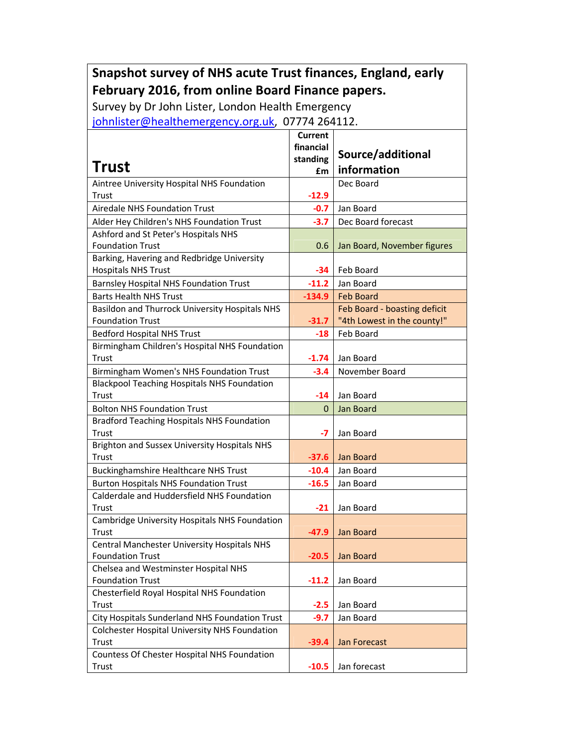**Snapshot survey of NHS acute Trust finances, England, early February 2016, from online Board Finance papers.**

Survey by Dr John Lister, London Health Emergency

johnlister@healthemergency.org.uk, 07774 264112.

| Trust | Current financial standing £m | Source/additional information |
|---|---|---|
| Aintree University Hospital NHS Foundation Trust | -12.9 | Dec Board |
| Airedale NHS Foundation Trust | -0.7 | Jan Board |
| Alder Hey Children's NHS Foundation Trust | -3.7 | Dec Board forecast |
| Ashford and St Peter's Hospitals NHS Foundation Trust | 0.6 | Jan Board, November figures |
| Barking, Havering and Redbridge University Hospitals NHS Trust | -34 | Feb Board |
| Barnsley Hospital NHS Foundation Trust | -11.2 | Jan Board |
| Barts Health NHS Trust | -134.9 | Feb Board |
| Basildon and Thurrock University Hospitals NHS Foundation Trust | -31.7 | Feb Board - boasting deficit "4th Lowest in the county!" |
| Bedford Hospital NHS Trust | -18 | Feb Board |
| Birmingham Children's Hospital NHS Foundation Trust | -1.74 | Jan Board |
| Birmingham Women's NHS Foundation Trust | -3.4 | November Board |
| Blackpool Teaching Hospitals NHS Foundation Trust | -14 | Jan Board |
| Bolton NHS Foundation Trust | 0 | Jan Board |
| Bradford Teaching Hospitals NHS Foundation Trust | -7 | Jan Board |
| Brighton and Sussex University Hospitals NHS Trust | -37.6 | Jan Board |
| Buckinghamshire Healthcare NHS Trust | -10.4 | Jan Board |
| Burton Hospitals NHS Foundation Trust | -16.5 | Jan Board |
| Calderdale and Huddersfield NHS Foundation Trust | -21 | Jan Board |
| Cambridge University Hospitals NHS Foundation Trust | -47.9 | Jan Board |
| Central Manchester University Hospitals NHS Foundation Trust | -20.5 | Jan Board |
| Chelsea and Westminster Hospital NHS Foundation Trust | -11.2 | Jan Board |
| Chesterfield Royal Hospital NHS Foundation Trust | -2.5 | Jan Board |
| City Hospitals Sunderland NHS Foundation Trust | -9.7 | Jan Board |
| Colchester Hospital University NHS Foundation Trust | -39.4 | Jan Forecast |
| Countess Of Chester Hospital NHS Foundation Trust | -10.5 | Jan forecast |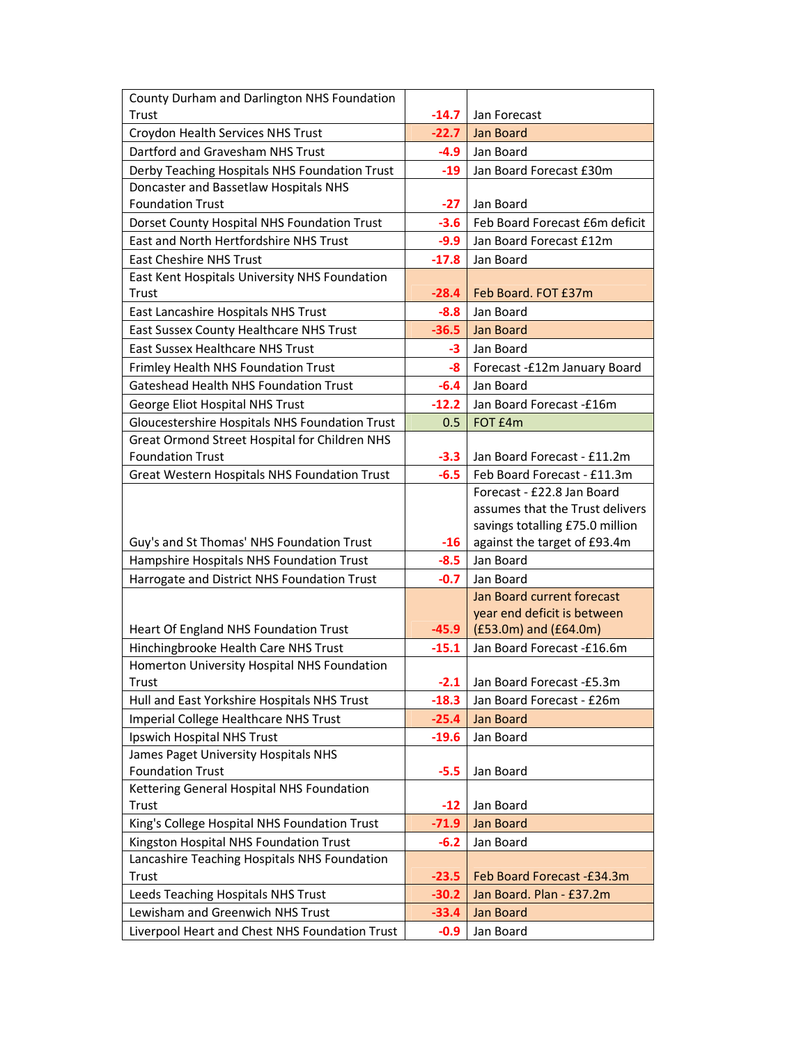| | | |
|---|---|---|
| County Durham and Darlington NHS Foundation Trust | -14.7 | Jan Forecast |
| Croydon Health Services NHS Trust | -22.7 | Jan Board |
| Dartford and Gravesham NHS Trust | -4.9 | Jan Board |
| Derby Teaching Hospitals NHS Foundation Trust | -19 | Jan Board Forecast £30m |
| Doncaster and Bassetlaw Hospitals NHS Foundation Trust | -27 | Jan Board |
| Dorset County Hospital NHS Foundation Trust | -3.6 | Feb Board Forecast £6m deficit |
| East and North Hertfordshire NHS Trust | -9.9 | Jan Board Forecast £12m |
| East Cheshire NHS Trust | -17.8 | Jan Board |
| East Kent Hospitals University NHS Foundation Trust | -28.4 | Feb Board. FOT £37m |
| East Lancashire Hospitals NHS Trust | -8.8 | Jan Board |
| East Sussex County Healthcare NHS Trust | -36.5 | Jan Board |
| East Sussex Healthcare NHS Trust | -3 | Jan Board |
| Frimley Health NHS Foundation Trust | -8 | Forecast -£12m January Board |
| Gateshead Health NHS Foundation Trust | -6.4 | Jan Board |
| George Eliot Hospital NHS Trust | -12.2 | Jan Board Forecast -£16m |
| Gloucestershire Hospitals NHS Foundation Trust | 0.5 | FOT £4m |
| Great Ormond Street Hospital for Children NHS Foundation Trust | -3.3 | Jan Board Forecast - £11.2m |
| Great Western Hospitals NHS Foundation Trust | -6.5 | Feb Board Forecast - £11.3m |
| Guy's and St Thomas' NHS Foundation Trust | -16 | Forecast - £22.8 Jan Board assumes that the Trust delivers savings totalling £75.0 million against the target of £93.4m |
| Hampshire Hospitals NHS Foundation Trust | -8.5 | Jan Board |
| Harrogate and District NHS Foundation Trust | -0.7 | Jan Board |
| Heart Of England NHS Foundation Trust | -45.9 | Jan Board current forecast year end deficit is between (£53.0m) and (£64.0m) |
| Hinchingbrooke Health Care NHS Trust | -15.1 | Jan Board Forecast -£16.6m |
| Homerton University Hospital NHS Foundation Trust | -2.1 | Jan Board Forecast -£5.3m |
| Hull and East Yorkshire Hospitals NHS Trust | -18.3 | Jan Board Forecast - £26m |
| Imperial College Healthcare NHS Trust | -25.4 | Jan Board |
| Ipswich Hospital NHS Trust | -19.6 | Jan Board |
| James Paget University Hospitals NHS Foundation Trust | -5.5 | Jan Board |
| Kettering General Hospital NHS Foundation Trust | -12 | Jan Board |
| King's College Hospital NHS Foundation Trust | -71.9 | Jan Board |
| Kingston Hospital NHS Foundation Trust | -6.2 | Jan Board |
| Lancashire Teaching Hospitals NHS Foundation Trust | -23.5 | Feb Board Forecast -£34.3m |
| Leeds Teaching Hospitals NHS Trust | -30.2 | Jan Board. Plan - £37.2m |
| Lewisham and Greenwich NHS Trust | -33.4 | Jan Board |
| Liverpool Heart and Chest NHS Foundation Trust | -0.9 | Jan Board |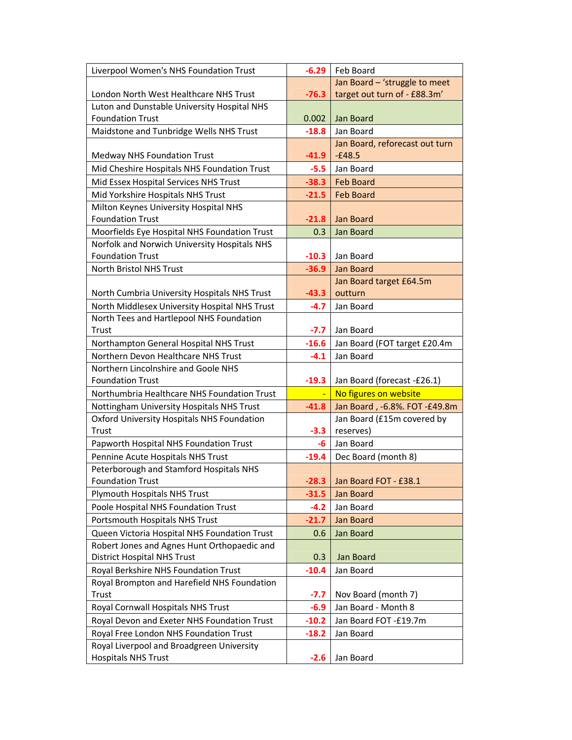| | | |
|---|---|---|
| Liverpool Women's NHS Foundation Trust | -6.29 | Feb Board |
| London North West Healthcare NHS Trust | -76.3 | Jan Board – 'struggle to meet target out turn of - £88.3m' |
| Luton and Dunstable University Hospital NHS Foundation Trust | 0.002 | Jan Board |
| Maidstone and Tunbridge Wells NHS Trust | -18.8 | Jan Board |
| Medway NHS Foundation Trust | -41.9 | Jan Board, reforecast out turn -£48.5 |
| Mid Cheshire Hospitals NHS Foundation Trust | -5.5 | Jan Board |
| Mid Essex Hospital Services NHS Trust | -38.3 | Feb Board |
| Mid Yorkshire Hospitals NHS Trust | -21.5 | Feb Board |
| Milton Keynes University Hospital NHS Foundation Trust | -21.8 | Jan Board |
| Moorfields Eye Hospital NHS Foundation Trust | 0.3 | Jan Board |
| Norfolk and Norwich University Hospitals NHS Foundation Trust | -10.3 | Jan Board |
| North Bristol NHS Trust | -36.9 | Jan Board |
| North Cumbria University Hospitals NHS Trust | -43.3 | Jan Board target £64.5m outturn |
| North Middlesex University Hospital NHS Trust | -4.7 | Jan Board |
| North Tees and Hartlepool NHS Foundation Trust | -7.7 | Jan Board |
| Northampton General Hospital NHS Trust | -16.6 | Jan Board (FOT target £20.4m |
| Northern Devon Healthcare NHS Trust | -4.1 | Jan Board |
| Northern Lincolnshire and Goole NHS Foundation Trust | -19.3 | Jan Board (forecast -£26.1) |
| Northumbria Healthcare NHS Foundation Trust | - | No figures on website |
| Nottingham University Hospitals NHS Trust | -41.8 | Jan Board , -6.8%. FOT -£49.8m |
| Oxford University Hospitals NHS Foundation Trust | -3.3 | Jan Board (£15m covered by reserves) |
| Papworth Hospital NHS Foundation Trust | -6 | Jan Board |
| Pennine Acute Hospitals NHS Trust | -19.4 | Dec Board (month 8) |
| Peterborough and Stamford Hospitals NHS Foundation Trust | -28.3 | Jan Board FOT - £38.1 |
| Plymouth Hospitals NHS Trust | -31.5 | Jan Board |
| Poole Hospital NHS Foundation Trust | -4.2 | Jan Board |
| Portsmouth Hospitals NHS Trust | -21.7 | Jan Board |
| Queen Victoria Hospital NHS Foundation Trust | 0.6 | Jan Board |
| Robert Jones and Agnes Hunt Orthopaedic and District Hospital NHS Trust | 0.3 | Jan Board |
| Royal Berkshire NHS Foundation Trust | -10.4 | Jan Board |
| Royal Brompton and Harefield NHS Foundation Trust | -7.7 | Nov Board (month 7) |
| Royal Cornwall Hospitals NHS Trust | -6.9 | Jan Board - Month 8 |
| Royal Devon and Exeter NHS Foundation Trust | -10.2 | Jan Board FOT -£19.7m |
| Royal Free London NHS Foundation Trust | -18.2 | Jan Board |
| Royal Liverpool and Broadgreen University Hospitals NHS Trust | -2.6 | Jan Board |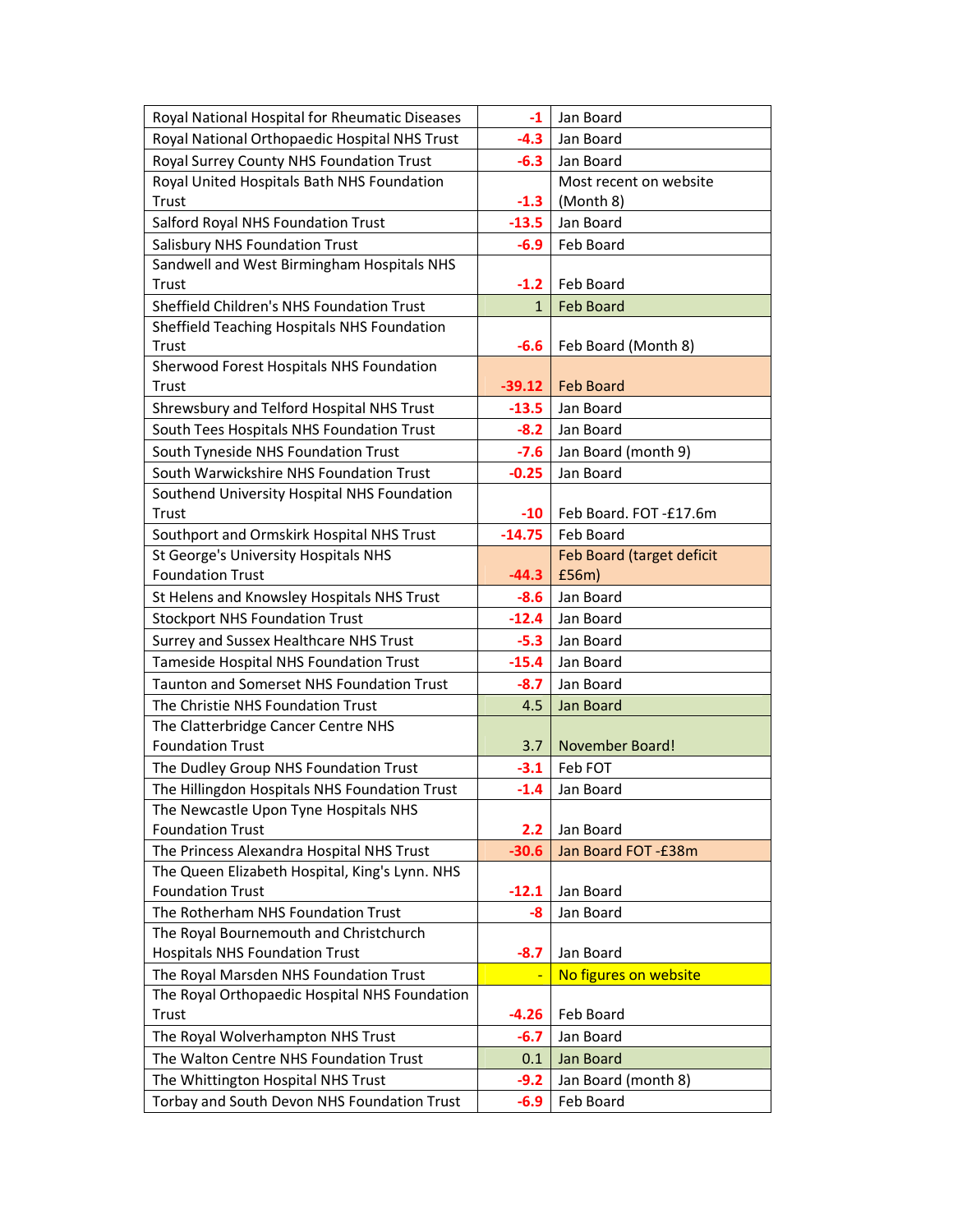| | | |
|---|---|---|
| Royal National Hospital for Rheumatic Diseases | -1 | Jan Board |
| Royal National Orthopaedic Hospital NHS Trust | -4.3 | Jan Board |
| Royal Surrey County NHS Foundation Trust | -6.3 | Jan Board |
| Royal United Hospitals Bath NHS Foundation Trust | -1.3 | Most recent on website (Month 8) |
| Salford Royal NHS Foundation Trust | -13.5 | Jan Board |
| Salisbury NHS Foundation Trust | -6.9 | Feb Board |
| Sandwell and West Birmingham Hospitals NHS Trust | -1.2 | Feb Board |
| Sheffield Children's NHS Foundation Trust | 1 | Feb Board |
| Sheffield Teaching Hospitals NHS Foundation Trust | -6.6 | Feb Board (Month 8) |
| Sherwood Forest Hospitals NHS Foundation Trust | -39.12 | Feb Board |
| Shrewsbury and Telford Hospital NHS Trust | -13.5 | Jan Board |
| South Tees Hospitals NHS Foundation Trust | -8.2 | Jan Board |
| South Tyneside NHS Foundation Trust | -7.6 | Jan Board (month 9) |
| South Warwickshire NHS Foundation Trust | -0.25 | Jan Board |
| Southend University Hospital NHS Foundation Trust | -10 | Feb Board. FOT -£17.6m |
| Southport and Ormskirk Hospital NHS Trust | -14.75 | Feb Board |
| St George's University Hospitals NHS Foundation Trust | -44.3 | Feb Board (target deficit £56m) |
| St Helens and Knowsley Hospitals NHS Trust | -8.6 | Jan Board |
| Stockport NHS Foundation Trust | -12.4 | Jan Board |
| Surrey and Sussex Healthcare NHS Trust | -5.3 | Jan Board |
| Tameside Hospital NHS Foundation Trust | -15.4 | Jan Board |
| Taunton and Somerset NHS Foundation Trust | -8.7 | Jan Board |
| The Christie NHS Foundation Trust | 4.5 | Jan Board |
| The Clatterbridge Cancer Centre NHS Foundation Trust | 3.7 | November Board! |
| The Dudley Group NHS Foundation Trust | -3.1 | Feb FOT |
| The Hillingdon Hospitals NHS Foundation Trust | -1.4 | Jan Board |
| The Newcastle Upon Tyne Hospitals NHS Foundation Trust | 2.2 | Jan Board |
| The Princess Alexandra Hospital NHS Trust | -30.6 | Jan Board FOT -£38m |
| The Queen Elizabeth Hospital, King's Lynn. NHS Foundation Trust | -12.1 | Jan Board |
| The Rotherham NHS Foundation Trust | -8 | Jan Board |
| The Royal Bournemouth and Christchurch Hospitals NHS Foundation Trust | -8.7 | Jan Board |
| The Royal Marsden NHS Foundation Trust | - | No figures on website |
| The Royal Orthopaedic Hospital NHS Foundation Trust | -4.26 | Feb Board |
| The Royal Wolverhampton NHS Trust | -6.7 | Jan Board |
| The Walton Centre NHS Foundation Trust | 0.1 | Jan Board |
| The Whittington Hospital NHS Trust | -9.2 | Jan Board (month 8) |
| Torbay and South Devon NHS Foundation Trust | -6.9 | Feb Board |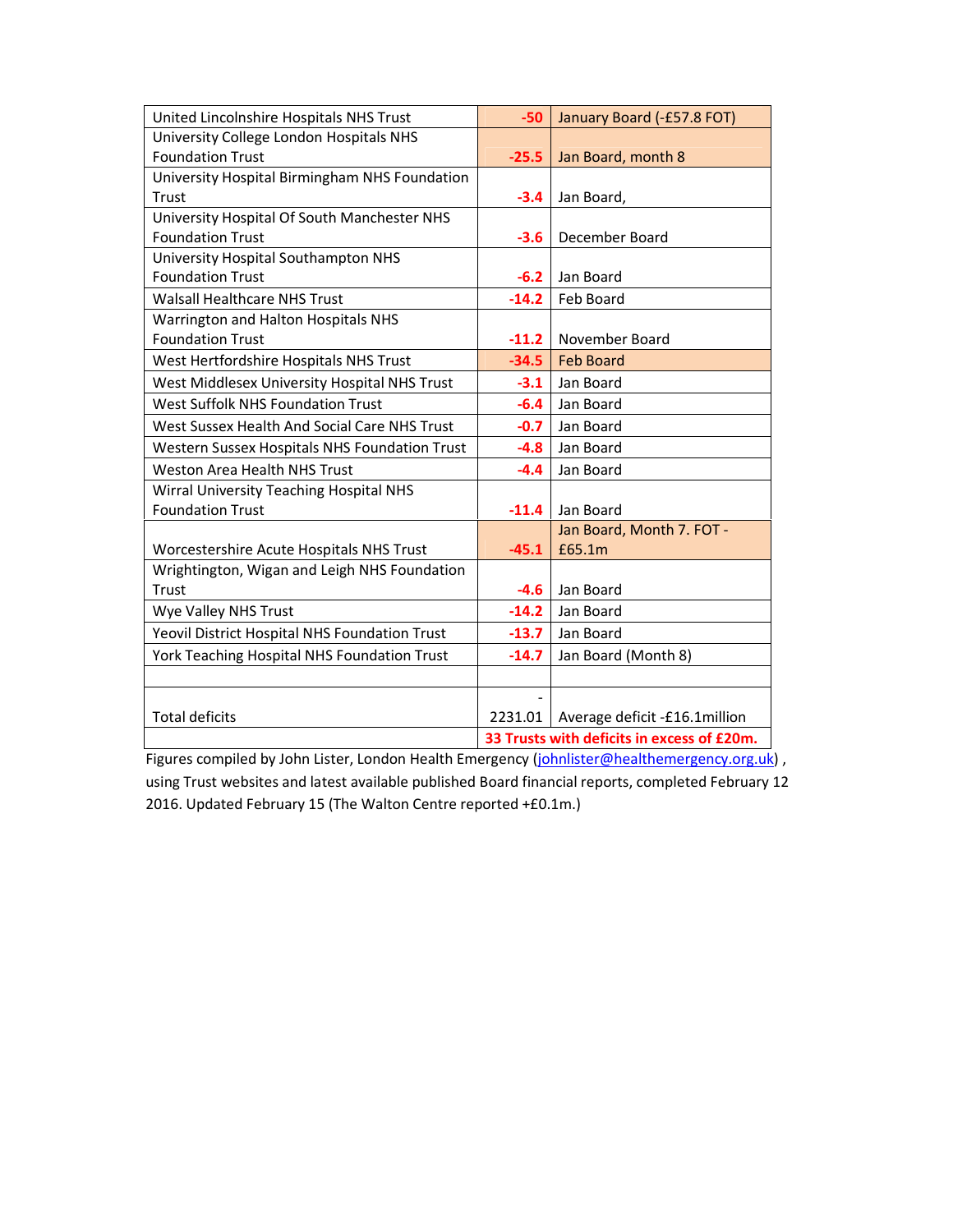| | | |
|---|---|---|
| United Lincolnshire Hospitals NHS Trust | -50 | January Board (-£57.8 FOT) |
| University College London Hospitals NHS Foundation Trust | -25.5 | Jan Board, month 8 |
| University Hospital Birmingham NHS Foundation Trust | -3.4 | Jan Board, |
| University Hospital Of South Manchester NHS Foundation Trust | -3.6 | December Board |
| University Hospital Southampton NHS Foundation Trust | -6.2 | Jan Board |
| Walsall Healthcare NHS Trust | -14.2 | Feb Board |
| Warrington and Halton Hospitals NHS Foundation Trust | -11.2 | November Board |
| West Hertfordshire Hospitals NHS Trust | -34.5 | Feb Board |
| West Middlesex University Hospital NHS Trust | -3.1 | Jan Board |
| West Suffolk NHS Foundation Trust | -6.4 | Jan Board |
| West Sussex Health And Social Care NHS Trust | -0.7 | Jan Board |
| Western Sussex Hospitals NHS Foundation Trust | -4.8 | Jan Board |
| Weston Area Health NHS Trust | -4.4 | Jan Board |
| Wirral University Teaching Hospital NHS Foundation Trust | -11.4 | Jan Board |
| Worcestershire Acute Hospitals NHS Trust | -45.1 | Jan Board, Month 7. FOT - £65.1m |
| Wrightington, Wigan and Leigh NHS Foundation Trust | -4.6 | Jan Board |
| Wye Valley NHS Trust | -14.2 | Jan Board |
| Yeovil District Hospital NHS Foundation Trust | -13.7 | Jan Board |
| York Teaching Hospital NHS Foundation Trust | -14.7 | Jan Board (Month 8) |
| | | |
| Total deficits | -2231.01 | Average deficit -£16.1million |
| | **33 Trusts with deficits in excess of £20m.** | |

Figures compiled by John Lister, London Health Emergency (johnlister@healthemergency.org.uk), using Trust websites and latest available published Board financial reports, completed February 12 2016. Updated February 15 (The Walton Centre reported +£0.1m.)